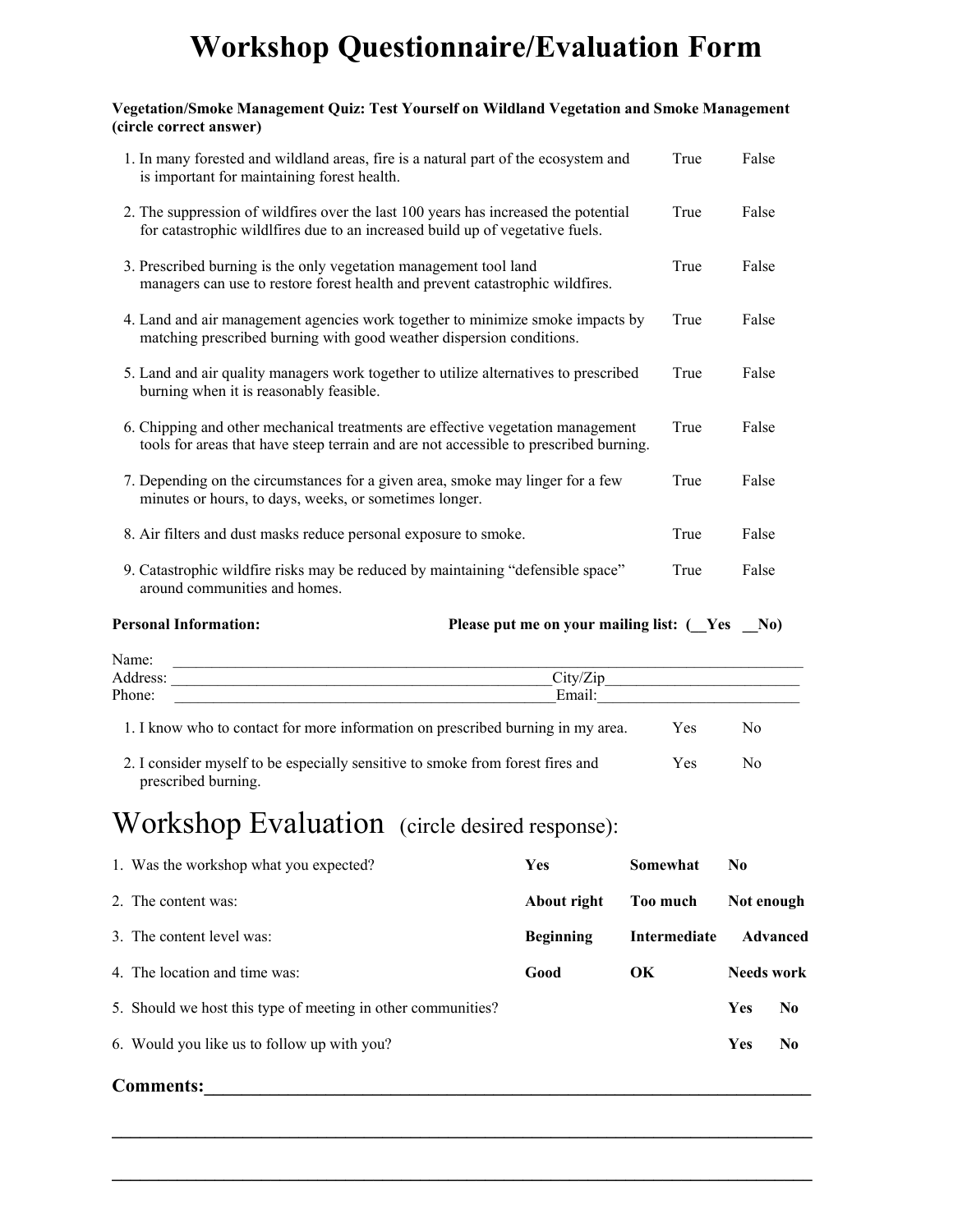# Workshop Questionnaire/Evaluation Form

**Vegetation/Smoke Management Quiz: Test Yourself on Wildland Vegetation and Smoke Management (circle correct answer)**

| | | |
|---|---|---|
| 1. In many forested and wildland areas, fire is a natural part of the ecosystem and is important for maintaining forest health. | True | False |
| 2. The suppression of wildfires over the last 100 years has increased the potential for catastrophic wildlfires due to an increased build up of vegetative fuels. | True | False |
| 3. Prescribed burning is the only vegetation management tool land managers can use to restore forest health and prevent catastrophic wildfires. | True | False |
| 4. Land and air management agencies work together to minimize smoke impacts by matching prescribed burning with good weather dispersion conditions. | True | False |
| 5. Land and air quality managers work together to utilize alternatives to prescribed burning when it is reasonably feasible. | True | False |
| 6. Chipping and other mechanical treatments are effective vegetation management tools for areas that have steep terrain and are not accessible to prescribed burning. | True | False |
| 7. Depending on the circumstances for a given area, smoke may linger for a few minutes or hours, to days, weeks, or sometimes longer. | True | False |
| 8. Air filters and dust masks reduce personal exposure to smoke. | True | False |
| 9. Catastrophic wildfire risks may be reduced by maintaining "defensible space" around communities and homes. | True | False |

**Personal Information:** **Please put me on your mailing list: (__Yes __No)**

Name: ______________________________________________

Address: ______________________________ City/Zip ______________________

Phone: ______________________________ Email: ______________________

| | | |
|---|---|---|
| 1. I know who to contact for more information on prescribed burning in my area. | Yes | No |
| 2. I consider myself to be especially sensitive to smoke from forest fires and prescribed burning. | Yes | No |

# Workshop Evaluation (circle desired response):

| | | | |
|---|---|---|---|
| 1. Was the workshop what you expected? | **Yes** | **Somewhat** | **No** |
| 2. The content was: | **About right** | **Too much** | **Not enough** |
| 3. The content level was: | **Beginning** | **Intermediate** | **Advanced** |
| 4. The location and time was: | **Good** | **OK** | **Needs work** |
| 5. Should we host this type of meeting in other communities? | | | **Yes No** |
| 6. Would you like us to follow up with you? | | | **Yes No** |

**Comments:**______________________________________________

______________________________________________

______________________________________________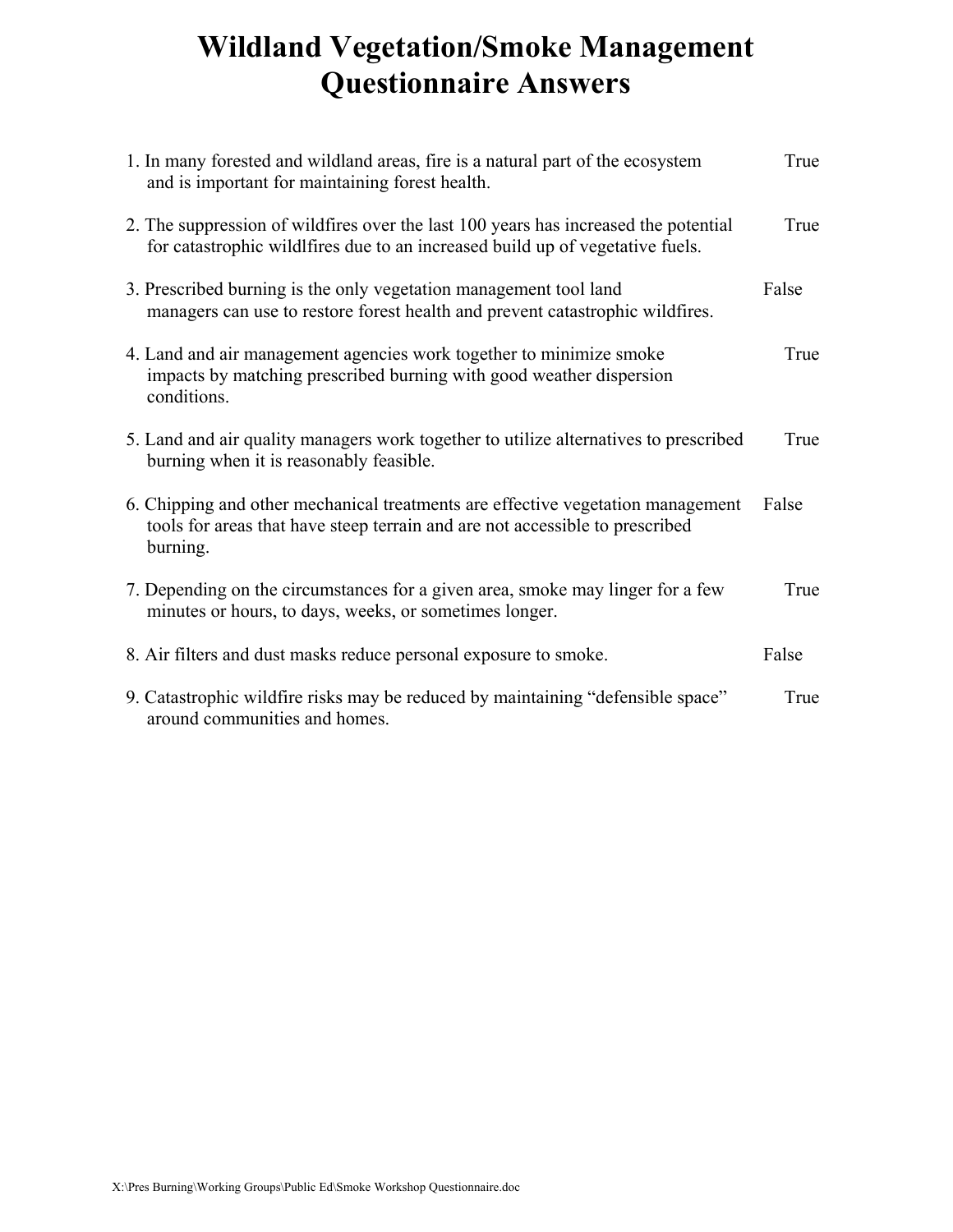# Wildland Vegetation/Smoke Management Questionnaire Answers

1. In many forested and wildland areas, fire is a natural part of the ecosystem and is important for maintaining forest health. — True

2. The suppression of wildfires over the last 100 years has increased the potential for catastrophic wildlfires due to an increased build up of vegetative fuels. — True

3. Prescribed burning is the only vegetation management tool land managers can use to restore forest health and prevent catastrophic wildfires. — False

4. Land and air management agencies work together to minimize smoke impacts by matching prescribed burning with good weather dispersion conditions. — True

5. Land and air quality managers work together to utilize alternatives to prescribed burning when it is reasonably feasible. — True

6. Chipping and other mechanical treatments are effective vegetation management tools for areas that have steep terrain and are not accessible to prescribed burning. — False

7. Depending on the circumstances for a given area, smoke may linger for a few minutes or hours, to days, weeks, or sometimes longer. — True

8. Air filters and dust masks reduce personal exposure to smoke. — False

9. Catastrophic wildfire risks may be reduced by maintaining "defensible space" around communities and homes. — True

X:\Pres Burning\Working Groups\Public Ed\Smoke Workshop Questionnaire.doc